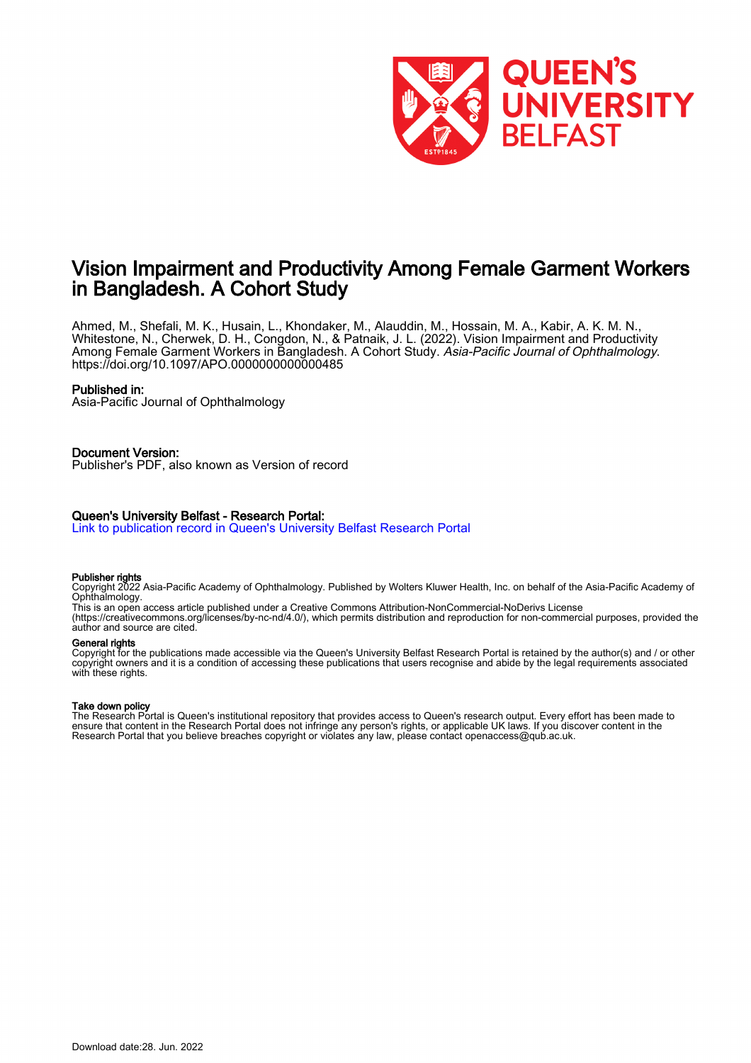QUEEN'S UNIVERSITY BELFAST

# Vision Impairment and Productivity Among Female Garment Workers in Bangladesh. A Cohort Study

Ahmed, M., Shefali, M. K., Husain, L., Khondaker, M., Alauddin, M., Hossain, M. A., Kabir, A. K. M. N., Whitestone, N., Cherwek, D. H., Congdon, N., & Patnaik, J. L. (2022). Vision Impairment and Productivity Among Female Garment Workers in Bangladesh. A Cohort Study. *Asia-Pacific Journal of Ophthalmology*. https://doi.org/10.1097/APO.0000000000000485

**Published in:**
Asia-Pacific Journal of Ophthalmology

**Document Version:**
Publisher's PDF, also known as Version of record

**Queen's University Belfast - Research Portal:**
Link to publication record in Queen's University Belfast Research Portal

**Publisher rights**
Copyright 2022 Asia-Pacific Academy of Ophthalmology. Published by Wolters Kluwer Health, Inc. on behalf of the Asia-Pacific Academy of Ophthalmology.
This is an open access article published under a Creative Commons Attribution-NonCommercial-NoDerivs License (https://creativecommons.org/licenses/by-nc-nd/4.0/), which permits distribution and reproduction for non-commercial purposes, provided the author and source are cited.

**General rights**
Copyright for the publications made accessible via the Queen's University Belfast Research Portal is retained by the author(s) and / or other copyright owners and it is a condition of accessing these publications that users recognise and abide by the legal requirements associated with these rights.

**Take down policy**
The Research Portal is Queen's institutional repository that provides access to Queen's research output. Every effort has been made to ensure that content in the Research Portal does not infringe any person's rights, or applicable UK laws. If you discover content in the Research Portal that you believe breaches copyright or violates any law, please contact openaccess@qub.ac.uk.

Download date:28. Jun. 2022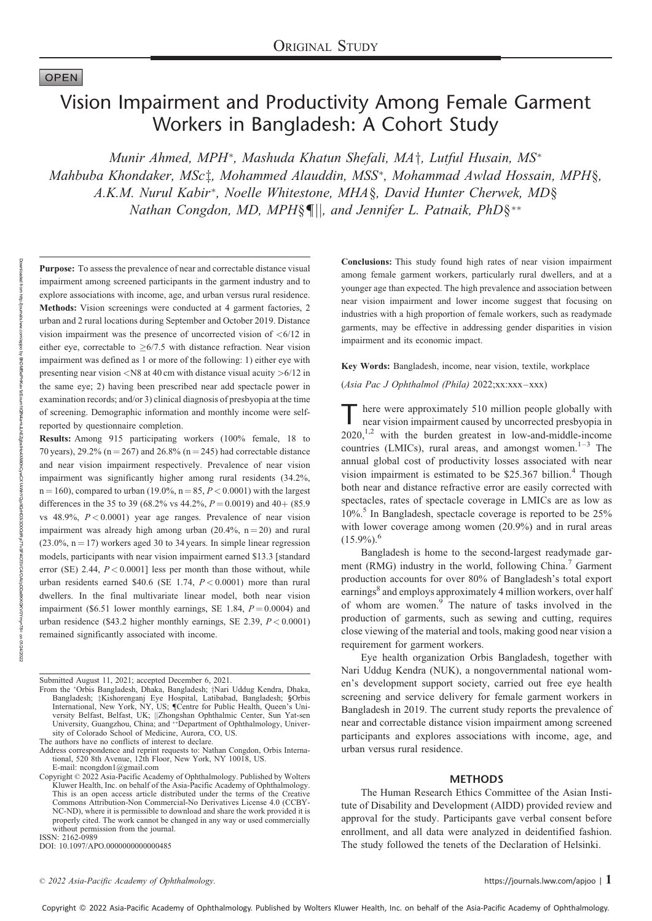ORIGINAL STUDY

OPEN

# Vision Impairment and Productivity Among Female Garment Workers in Bangladesh: A Cohort Study

*Munir Ahmed, MPH*\*, *Mashuda Khatun Shefali, MA*†, *Lutful Husain, MS*\* *Mahbuba Khondaker, MSc*‡, *Mohammed Alauddin, MSS*\*, *Mohammad Awlad Hossain, MPH*§, *A.K.M. Nurul Kabir*\*, *Noelle Whitestone, MHA*§, *David Hunter Cherwek, MD*§ *Nathan Congdon, MD, MPH*§¶||, *and Jennifer L. Patnaik, PhD*§\*\*

**Purpose:** To assess the prevalence of near and correctable distance visual impairment among screened participants in the garment industry and to explore associations with income, age, and urban versus rural residence.

**Methods:** Vision screenings were conducted at 4 garment factories, 2 urban and 2 rural locations during September and October 2019. Distance vision impairment was the presence of uncorrected vision of <6/12 in either eye, correctable to ≥6/7.5 with distance refraction. Near vision impairment was defined as 1 or more of the following: 1) either eye with presenting near vision <N8 at 40 cm with distance visual acuity >6/12 in the same eye; 2) having been prescribed near add spectacle power in examination records; and/or 3) clinical diagnosis of presbyopia at the time of screening. Demographic information and monthly income were self-reported by questionnaire completion.

**Results:** Among 915 participating workers (100% female, 18 to 70 years), 29.2% (n = 267) and 26.8% (n = 245) had correctable distance and near vision impairment respectively. Prevalence of near vision impairment was significantly higher among rural residents (34.2%, n = 160), compared to urban (19.0%, n = 85, $P < 0.0001$) with the largest differences in the 35 to 39 (68.2% vs 44.2%, $P = 0.0019$) and 40+ (85.9 vs 48.9%, $P < 0.0001$) year age ranges. Prevalence of near vision impairment was already high among urban (20.4%, n = 20) and rural (23.0%, n = 17) workers aged 30 to 34 years. In simple linear regression models, participants with near vision impairment earned $13.3 [standard error (SE) 2.44, $P < 0.0001$] less per month than those without, while urban residents earned $40.6 (SE 1.74, $P < 0.0001$) more than rural dwellers. In the final multivariate linear model, both near vision impairment ($6.51 lower monthly earnings, SE 1.84, $P = 0.0004$) and urban residence ($43.2 higher monthly earnings, SE 2.39, $P < 0.0001$) remained significantly associated with income.

**Conclusions:** This study found high rates of near vision impairment among female garment workers, particularly rural dwellers, and at a younger age than expected. The high prevalence and association between near vision impairment and lower income suggest that focusing on industries with a high proportion of female workers, such as readymade garments, may be effective in addressing gender disparities in vision impairment and its economic impact.

**Key Words:** Bangladesh, income, near vision, textile, workplace

(*Asia Pac J Ophthalmol (Phila)* 2022;xx:xxx–xxx)

There were approximately 510 million people globally with near vision impairment caused by uncorrected presbyopia in 2020,[1,2] with the burden greatest in low-and-middle-income countries (LMICs), rural areas, and amongst women.[1–3] The annual global cost of productivity losses associated with near vision impairment is estimated to be $25.367 billion.[4] Though both near and distance refractive error are easily corrected with spectacles, rates of spectacle coverage in LMICs are as low as 10%.[5] In Bangladesh, spectacle coverage is reported to be 25% with lower coverage among women (20.9%) and in rural areas (15.9%).[6]

Bangladesh is home to the second-largest readymade garment (RMG) industry in the world, following China.[7] Garment production accounts for over 80% of Bangladesh's total export earnings[8] and employs approximately 4 million workers, over half of whom are women.[9] The nature of tasks involved in the production of garments, such as sewing and cutting, requires close viewing of the material and tools, making good near vision a requirement for garment workers.

Eye health organization Orbis Bangladesh, together with Nari Uddug Kendra (NUK), a nongovernmental national women's development support society, carried out free eye health screening and service delivery for female garment workers in Bangladesh in 2019. The current study reports the prevalence of near and correctable distance vision impairment among screened participants and explores associations with income, age, and urban versus rural residence.

## METHODS

The Human Research Ethics Committee of the Asian Institute of Disability and Development (AIDD) provided review and approval for the study. Participants gave verbal consent before enrollment, and all data were analyzed in deidentified fashion. The study followed the tenets of the Declaration of Helsinki.

Submitted August 11, 2021; accepted December 6, 2021.

From the \*Orbis Bangladesh, Dhaka, Bangladesh; †Nari Uddug Kendra, Dhaka, Bangladesh; ‡Kishorenganj Eye Hospital, Latibabad, Bangladesh; §Orbis International, New York, NY, US; ¶Centre for Public Health, Queen's University Belfast, Belfast, UK; ||Zhongshan Ophthalmic Center, Sun Yat-sen University, Guangzhou, China; and \*\*Department of Ophthalmology, University of Colorado School of Medicine, Aurora, CO, US.

The authors have no conflicts of interest to declare.

Address correspondence and reprint requests to: Nathan Congdon, Orbis International, 520 8th Avenue, 12th Floor, New York, NY 10018, US. E-mail: ncongdon1@gmail.com

Copyright © 2022 Asia-Pacific Academy of Ophthalmology. Published by Wolters Kluwer Health, Inc. on behalf of the Asia-Pacific Academy of Ophthalmology. This is an open access article distributed under the terms of the Creative Commons Attribution-Non Commercial-No Derivatives License 4.0 (CCBY-NC-ND), where it is permissible to download and share the work provided it is properly cited. The work cannot be changed in any way or used commercially without permission from the journal.

ISSN: 2162-0989

DOI: 10.1097/APO.0000000000000485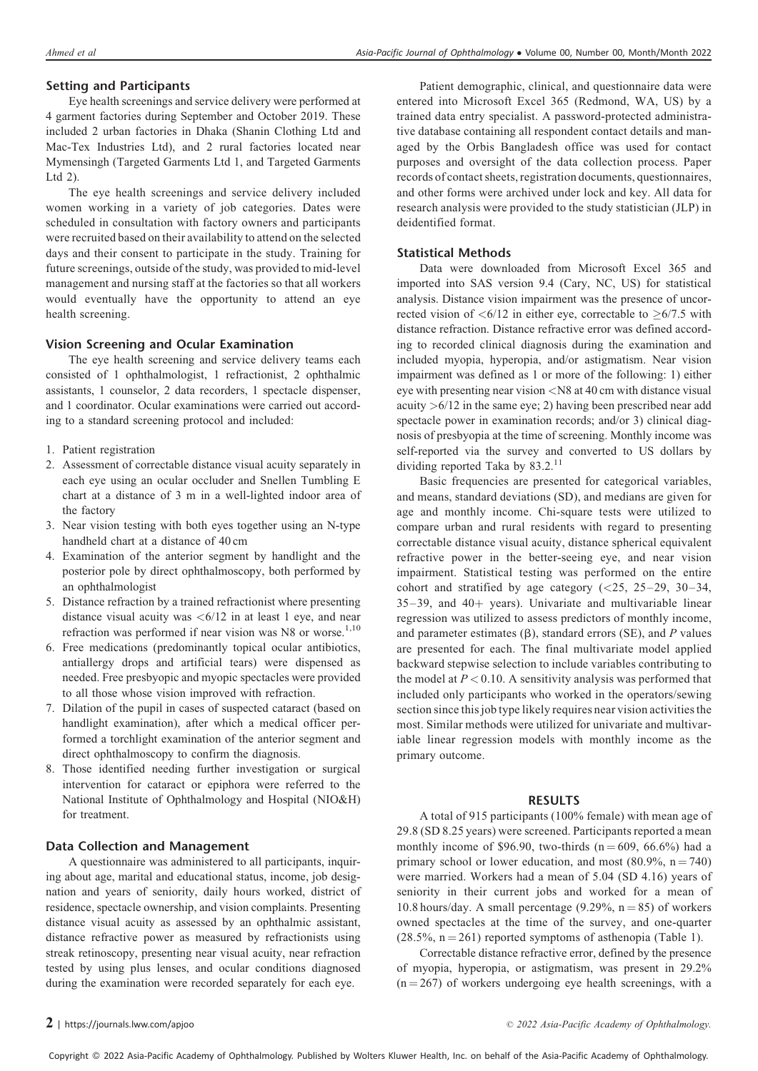### Setting and Participants

Eye health screenings and service delivery were performed at 4 garment factories during September and October 2019. These included 2 urban factories in Dhaka (Shanin Clothing Ltd and Mac-Tex Industries Ltd), and 2 rural factories located near Mymensingh (Targeted Garments Ltd 1, and Targeted Garments Ltd 2).

The eye health screenings and service delivery included women working in a variety of job categories. Dates were scheduled in consultation with factory owners and participants were recruited based on their availability to attend on the selected days and their consent to participate in the study. Training for future screenings, outside of the study, was provided to mid-level management and nursing staff at the factories so that all workers would eventually have the opportunity to attend an eye health screening.

### Vision Screening and Ocular Examination

The eye health screening and service delivery teams each consisted of 1 ophthalmologist, 1 refractionist, 2 ophthalmic assistants, 1 counselor, 2 data recorders, 1 spectacle dispenser, and 1 coordinator. Ocular examinations were carried out according to a standard screening protocol and included:

1. Patient registration
2. Assessment of correctable distance visual acuity separately in each eye using an ocular occluder and Snellen Tumbling E chart at a distance of 3 m in a well-lighted indoor area of the factory
3. Near vision testing with both eyes together using an N-type handheld chart at a distance of 40 cm
4. Examination of the anterior segment by handlight and the posterior pole by direct ophthalmoscopy, both performed by an ophthalmologist
5. Distance refraction by a trained refractionist where presenting distance visual acuity was <6/12 in at least 1 eye, and near refraction was performed if near vision was N8 or worse.[1,10]
6. Free medications (predominantly topical ocular antibiotics, antiallergy drops and artificial tears) were dispensed as needed. Free presbyopic and myopic spectacles were provided to all those whose vision improved with refraction.
7. Dilation of the pupil in cases of suspected cataract (based on handlight examination), after which a medical officer performed a torchlight examination of the anterior segment and direct ophthalmoscopy to confirm the diagnosis.
8. Those identified needing further investigation or surgical intervention for cataract or epiphora were referred to the National Institute of Ophthalmology and Hospital (NIO&H) for treatment.

### Data Collection and Management

A questionnaire was administered to all participants, inquiring about age, marital and educational status, income, job designation and years of seniority, daily hours worked, district of residence, spectacle ownership, and vision complaints. Presenting distance visual acuity as assessed by an ophthalmic assistant, distance refractive power as measured by refractionists using streak retinoscopy, presenting near visual acuity, near refraction tested by using plus lenses, and ocular conditions diagnosed during the examination were recorded separately for each eye.

Patient demographic, clinical, and questionnaire data were entered into Microsoft Excel 365 (Redmond, WA, US) by a trained data entry specialist. A password-protected administrative database containing all respondent contact details and managed by the Orbis Bangladesh office was used for contact purposes and oversight of the data collection process. Paper records of contact sheets, registration documents, questionnaires, and other forms were archived under lock and key. All data for research analysis were provided to the study statistician (JLP) in deidentified format.

### Statistical Methods

Data were downloaded from Microsoft Excel 365 and imported into SAS version 9.4 (Cary, NC, US) for statistical analysis. Distance vision impairment was the presence of uncorrected vision of <6/12 in either eye, correctable to ≥6/7.5 with distance refraction. Distance refractive error was defined according to recorded clinical diagnosis during the examination and included myopia, hyperopia, and/or astigmatism. Near vision impairment was defined as 1 or more of the following: 1) either eye with presenting near vision <N8 at 40 cm with distance visual acuity >6/12 in the same eye; 2) having been prescribed near add spectacle power in examination records; and/or 3) clinical diagnosis of presbyopia at the time of screening. Monthly income was self-reported via the survey and converted to US dollars by dividing reported Taka by 83.2.[11]

Basic frequencies are presented for categorical variables, and means, standard deviations (SD), and medians are given for age and monthly income. Chi-square tests were utilized to compare urban and rural residents with regard to presenting correctable distance visual acuity, distance spherical equivalent refractive power in the better-seeing eye, and near vision impairment. Statistical testing was performed on the entire cohort and stratified by age category (<25, 25–29, 30–34, 35–39, and 40+ years). Univariate and multivariable linear regression was utilized to assess predictors of monthly income, and parameter estimates (β), standard errors (SE), and *P* values are presented for each. The final multivariate model applied backward stepwise selection to include variables contributing to the model at $P < 0.10$. A sensitivity analysis was performed that included only participants who worked in the operators/sewing section since this job type likely requires near vision activities the most. Similar methods were utilized for univariate and multivariable linear regression models with monthly income as the primary outcome.

## RESULTS

A total of 915 participants (100% female) with mean age of 29.8 (SD 8.25 years) were screened. Participants reported a mean monthly income of $96.90, two-thirds (n = 609, 66.6%) had a primary school or lower education, and most (80.9%, n = 740) were married. Workers had a mean of 5.04 (SD 4.16) years of seniority in their current jobs and worked for a mean of 10.8 hours/day. A small percentage (9.29%, n = 85) of workers owned spectacles at the time of the survey, and one-quarter (28.5%, n = 261) reported symptoms of asthenopia (Table 1).

Correctable distance refractive error, defined by the presence of myopia, hyperopia, or astigmatism, was present in 29.2% (n = 267) of workers undergoing eye health screenings, with a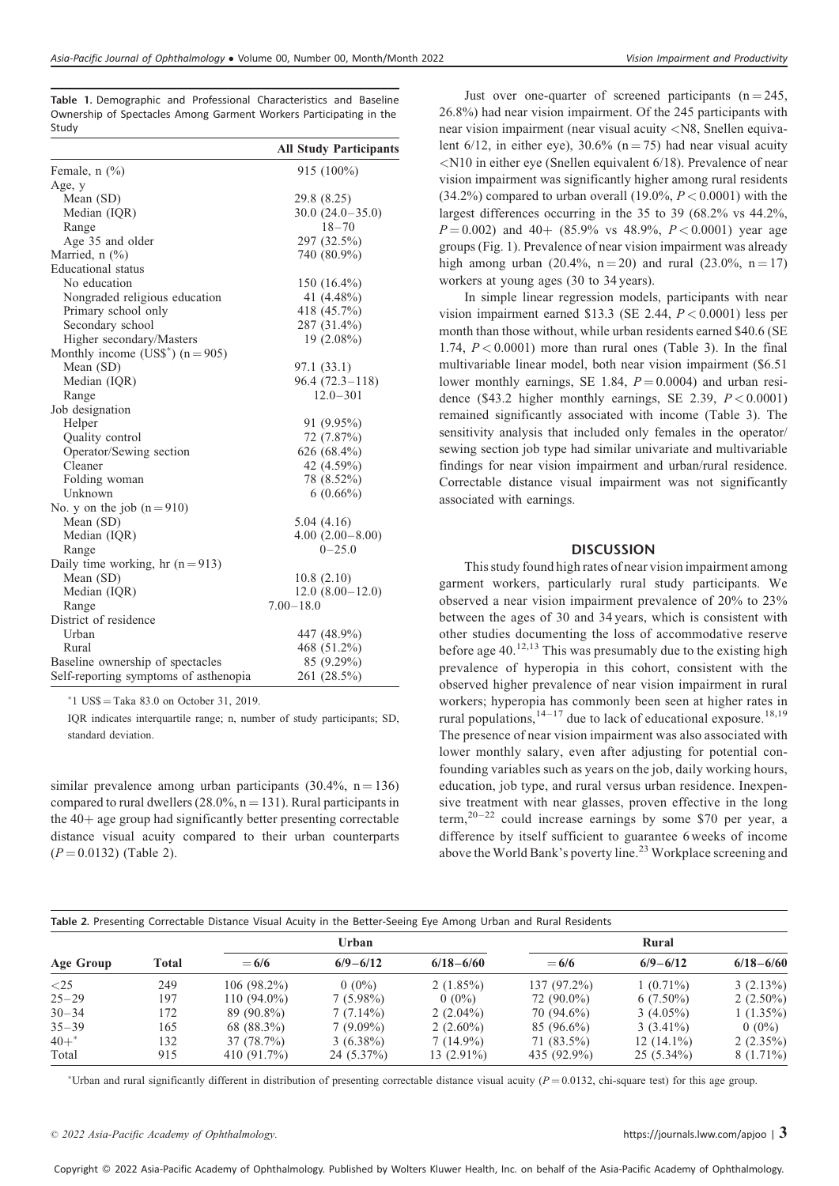**Table 1.** Demographic and Professional Characteristics and Baseline Ownership of Spectacles Among Garment Workers Participating in the Study

| | All Study Participants |
|---|---|
| Female, n (%) | 915 (100%) |
| Age, y | |
| Mean (SD) | 29.8 (8.25) |
| Median (IQR) | 30.0 (24.0–35.0) |
| Range | 18–70 |
| Age 35 and older | 297 (32.5%) |
| Married, n (%) | 740 (80.9%) |
| Educational status | |
| No education | 150 (16.4%) |
| Nongraded religious education | 41 (4.48%) |
| Primary school only | 418 (45.7%) |
| Secondary school | 287 (31.4%) |
| Higher secondary/Masters | 19 (2.08%) |
| Monthly income (US$*) (n = 905) | |
| Mean (SD) | 97.1 (33.1) |
| Median (IQR) | 96.4 (72.3–118) |
| Range | 12.0–301 |
| Job designation | |
| Helper | 91 (9.95%) |
| Quality control | 72 (7.87%) |
| Operator/Sewing section | 626 (68.4%) |
| Cleaner | 42 (4.59%) |
| Folding woman | 78 (8.52%) |
| Unknown | 6 (0.66%) |
| No. y on the job (n = 910) | |
| Mean (SD) | 5.04 (4.16) |
| Median (IQR) | 4.00 (2.00–8.00) |
| Range | 0–25.0 |
| Daily time working, hr (n = 913) | |
| Mean (SD) | 10.8 (2.10) |
| Median (IQR) | 12.0 (8.00–12.0) |
| Range | 7.00–18.0 |
| District of residence | |
| Urban | 447 (48.9%) |
| Rural | 468 (51.2%) |
| Baseline ownership of spectacles | 85 (9.29%) |
| Self-reporting symptoms of asthenopia | 261 (28.5%) |

*1 US$ = Taka 83.0 on October 31, 2019.

IQR indicates interquartile range; n, number of study participants; SD, standard deviation.

similar prevalence among urban participants (30.4%, n = 136) compared to rural dwellers (28.0%, n = 131). Rural participants in the 40+ age group had significantly better presenting correctable distance visual acuity compared to their urban counterparts ($P = 0.0132$) (Table 2).

Just over one-quarter of screened participants (n = 245, 26.8%) had near vision impairment. Of the 245 participants with near vision impairment (near visual acuity <N8, Snellen equivalent 6/12, in either eye), 30.6% (n = 75) had near visual acuity <N10 in either eye (Snellen equivalent 6/18). Prevalence of near vision impairment was significantly higher among rural residents (34.2%) compared to urban overall (19.0%, $P < 0.0001$) with the largest differences occurring in the 35 to 39 (68.2% vs 44.2%, $P = 0.002$) and 40+ (85.9% vs 48.9%, $P < 0.0001$) year age groups (Fig. 1). Prevalence of near vision impairment was already high among urban (20.4%, n = 20) and rural (23.0%, n = 17) workers at young ages (30 to 34 years).

In simple linear regression models, participants with near vision impairment earned $13.3 (SE 2.44, $P < 0.0001$) less per month than those without, while urban residents earned $40.6 (SE 1.74, $P < 0.0001$) more than rural ones (Table 3). In the final multivariable linear model, both near vision impairment ($6.51 lower monthly earnings, SE 1.84, $P = 0.0004$) and urban residence ($43.2 higher monthly earnings, SE 2.39, $P < 0.0001$) remained significantly associated with income (Table 3). The sensitivity analysis that included only females in the operator/sewing section job type had similar univariate and multivariable findings for near vision impairment and urban/rural residence. Correctable distance visual impairment was not significantly associated with earnings.

## DISCUSSION

This study found high rates of near vision impairment among garment workers, particularly rural study participants. We observed a near vision impairment prevalence of 20% to 23% between the ages of 30 and 34 years, which is consistent with other studies documenting the loss of accommodative reserve before age 40.[12,13] This was presumably due to the existing high prevalence of hyperopia in this cohort, consistent with the observed higher prevalence of near vision impairment in rural workers; hyperopia has commonly been seen at higher rates in rural populations,[14–17] due to lack of educational exposure.[18,19] The presence of near vision impairment was also associated with lower monthly salary, even after adjusting for potential confounding variables such as years on the job, daily working hours, education, job type, and rural versus urban residence. Inexpensive treatment with near glasses, proven effective in the long term,[20–22] could increase earnings by some $70 per year, a difference by itself sufficient to guarantee 6 weeks of income above the World Bank's poverty line.[23] Workplace screening and

**Table 2.** Presenting Correctable Distance Visual Acuity in the Better-Seeing Eye Among Urban and Rural Residents

| Age Group | Total | Urban | | | Rural | | |
|---|---|---|---|---|---|---|---|
| | | = 6/6 | 6/9–6/12 | 6/18–6/60 | = 6/6 | 6/9–6/12 | 6/18–6/60 |
| <25 | 249 | 106 (98.2%) | 0 (0%) | 2 (1.85%) | 137 (97.2%) | 1 (0.71%) | 3 (2.13%) |
| 25–29 | 197 | 110 (94.0%) | 7 (5.98%) | 0 (0%) | 72 (90.0%) | 6 (7.50%) | 2 (2.50%) |
| 30–34 | 172 | 89 (90.8%) | 7 (7.14%) | 2 (2.04%) | 70 (94.6%) | 3 (4.05%) | 1 (1.35%) |
| 35–39 | 165 | 68 (88.3%) | 7 (9.09%) | 2 (2.60%) | 85 (96.6%) | 3 (3.41%) | 0 (0%) |
| 40+* | 132 | 37 (78.7%) | 3 (6.38%) | 7 (14.9%) | 71 (83.5%) | 12 (14.1%) | 2 (2.35%) |
| Total | 915 | 410 (91.7%) | 24 (5.37%) | 13 (2.91%) | 435 (92.9%) | 25 (5.34%) | 8 (1.71%) |

*Urban and rural significantly different in distribution of presenting correctable distance visual acuity ($P = 0.0132$, chi-square test) for this age group.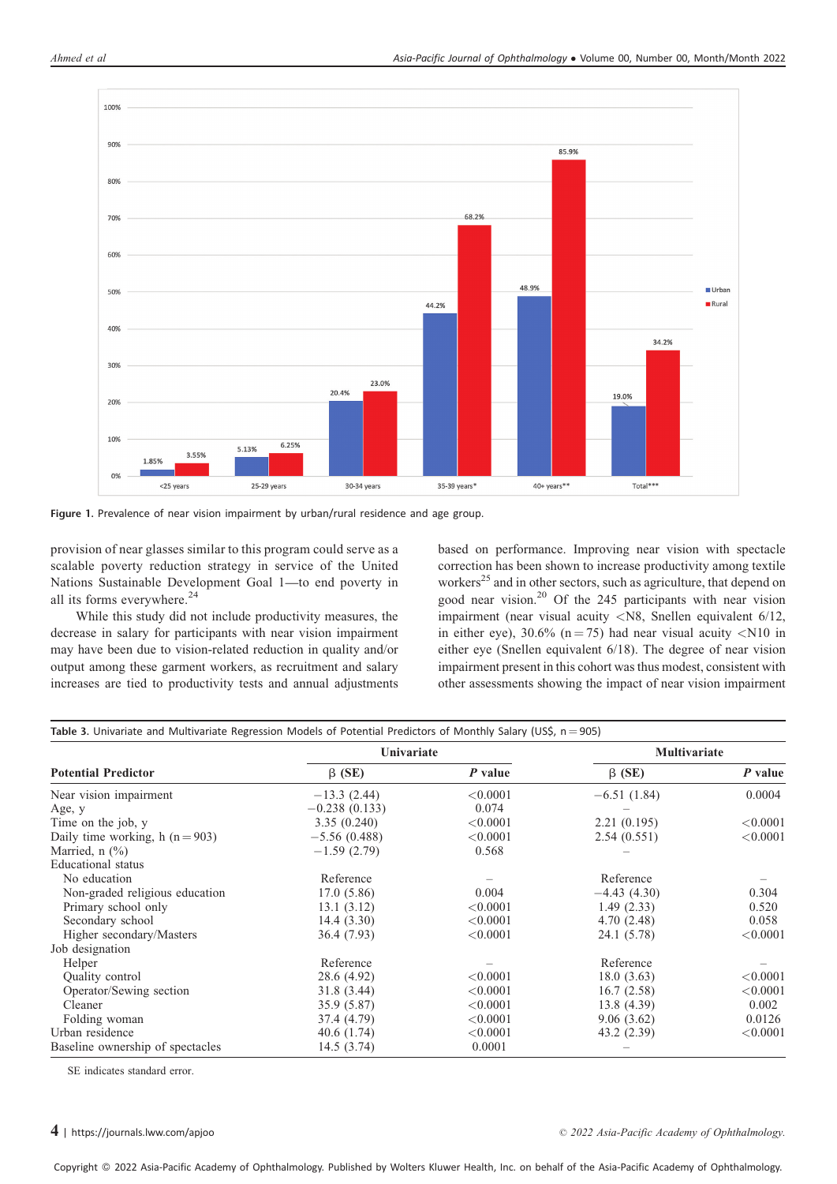Figure 1. Prevalence of near vision impairment by urban/rural residence and age group.

provision of near glasses similar to this program could serve as a scalable poverty reduction strategy in service of the United Nations Sustainable Development Goal 1—to end poverty in all its forms everywhere.[24]

While this study did not include productivity measures, the decrease in salary for participants with near vision impairment may have been due to vision-related reduction in quality and/or output among these garment workers, as recruitment and salary increases are tied to productivity tests and annual adjustments based on performance. Improving near vision with spectacle correction has been shown to increase productivity among textile workers[25] and in other sectors, such as agriculture, that depend on good near vision.[20] Of the 245 participants with near vision impairment (near visual acuity <N8, Snellen equivalent 6/12, in either eye), 30.6% (n = 75) had near visual acuity <N10 in either eye (Snellen equivalent 6/18). The degree of near vision impairment present in this cohort was thus modest, consistent with other assessments showing the impact of near vision impairment

Table 3. Univariate and Multivariate Regression Models of Potential Predictors of Monthly Salary (US$, n = 905)

| Potential Predictor | Univariate | | Multivariate | |
|---|---|---|---|---|
| | β (SE) | P value | β (SE) | P value |
| Near vision impairment | −13.3 (2.44) | <0.0001 | −6.51 (1.84) | 0.0004 |
| Age, y | −0.238 (0.133) | 0.074 | – | |
| Time on the job, y | 3.35 (0.240) | <0.0001 | 2.21 (0.195) | <0.0001 |
| Daily time working, h (n = 903) | −5.56 (0.488) | <0.0001 | 2.54 (0.551) | <0.0001 |
| Married, n (%) | −1.59 (2.79) | 0.568 | – | |
| Educational status | | | | |
| No education | Reference | – | Reference | – |
| Non-graded religious education | 17.0 (5.86) | 0.004 | −4.43 (4.30) | 0.304 |
| Primary school only | 13.1 (3.12) | <0.0001 | 1.49 (2.33) | 0.520 |
| Secondary school | 14.4 (3.30) | <0.0001 | 4.70 (2.48) | 0.058 |
| Higher secondary/Masters | 36.4 (7.93) | <0.0001 | 24.1 (5.78) | <0.0001 |
| Job designation | | | | |
| Helper | Reference | – | Reference | – |
| Quality control | 28.6 (4.92) | <0.0001 | 18.0 (3.63) | <0.0001 |
| Operator/Sewing section | 31.8 (3.44) | <0.0001 | 16.7 (2.58) | <0.0001 |
| Cleaner | 35.9 (5.87) | <0.0001 | 13.8 (4.39) | 0.002 |
| Folding woman | 37.4 (4.79) | <0.0001 | 9.06 (3.62) | 0.0126 |
| Urban residence | 40.6 (1.74) | <0.0001 | 43.2 (2.39) | <0.0001 |
| Baseline ownership of spectacles | 14.5 (3.74) | 0.0001 | – | |

SE indicates standard error.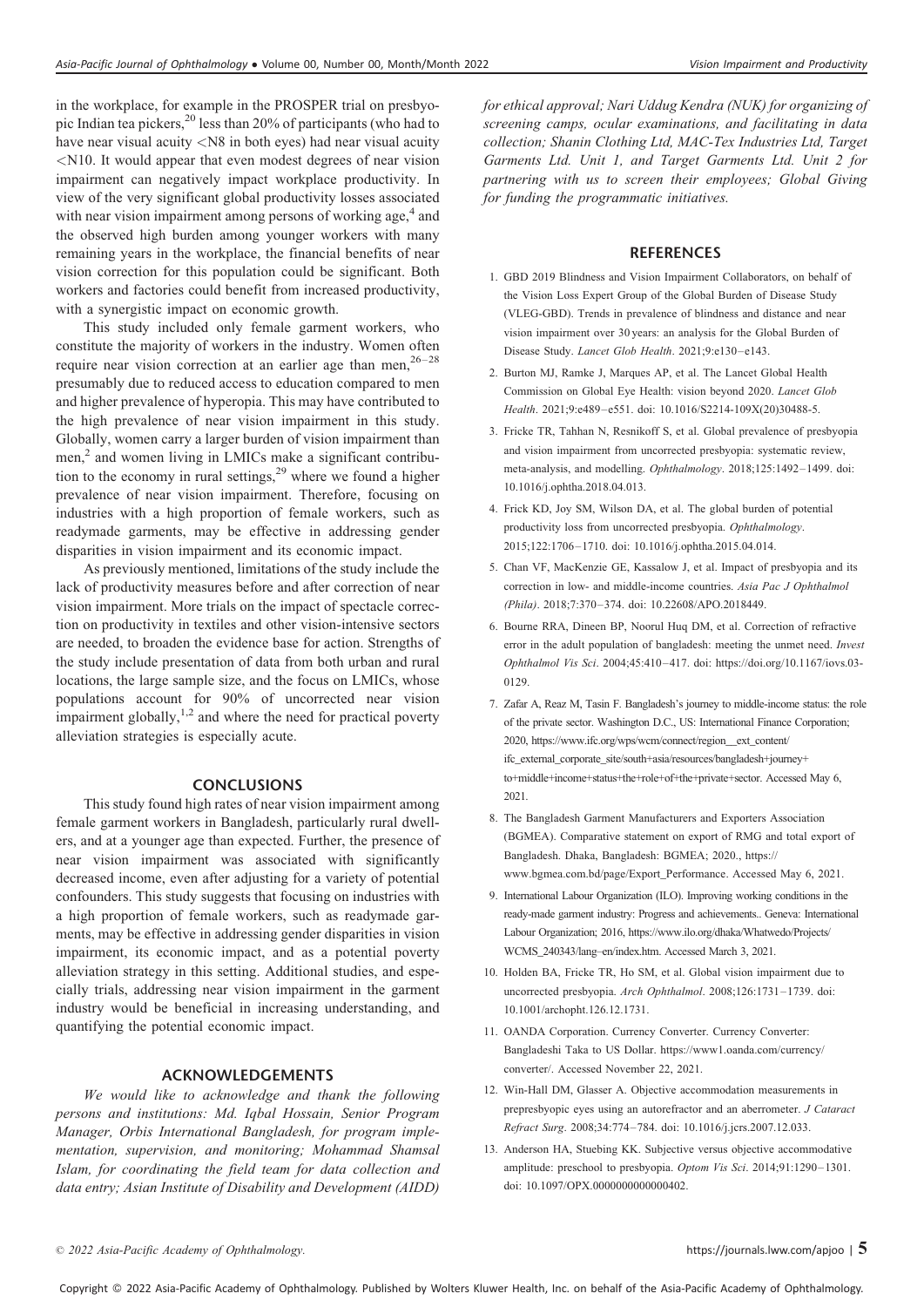in the workplace, for example in the PROSPER trial on presbyopic Indian tea pickers,[20] less than 20% of participants (who had to have near visual acuity <N8 in both eyes) had near visual acuity <N10. It would appear that even modest degrees of near vision impairment can negatively impact workplace productivity. In view of the very significant global productivity losses associated with near vision impairment among persons of working age,[4] and the observed high burden among younger workers with many remaining years in the workplace, the financial benefits of near vision correction for this population could be significant. Both workers and factories could benefit from increased productivity, with a synergistic impact on economic growth.

This study included only female garment workers, who constitute the majority of workers in the industry. Women often require near vision correction at an earlier age than men,[26–28] presumably due to reduced access to education compared to men and higher prevalence of hyperopia. This may have contributed to the high prevalence of near vision impairment in this study. Globally, women carry a larger burden of vision impairment than men,[2] and women living in LMICs make a significant contribution to the economy in rural settings,[29] where we found a higher prevalence of near vision impairment. Therefore, focusing on industries with a high proportion of female workers, such as readymade garments, may be effective in addressing gender disparities in vision impairment and its economic impact.

As previously mentioned, limitations of the study include the lack of productivity measures before and after correction of near vision impairment. More trials on the impact of spectacle correction on productivity in textiles and other vision-intensive sectors are needed, to broaden the evidence base for action. Strengths of the study include presentation of data from both urban and rural locations, the large sample size, and the focus on LMICs, whose populations account for 90% of uncorrected near vision impairment globally,[1,2] and where the need for practical poverty alleviation strategies is especially acute.

## CONCLUSIONS

This study found high rates of near vision impairment among female garment workers in Bangladesh, particularly rural dwellers, and at a younger age than expected. Further, the presence of near vision impairment was associated with significantly decreased income, even after adjusting for a variety of potential confounders. This study suggests that focusing on industries with a high proportion of female workers, such as readymade garments, may be effective in addressing gender disparities in vision impairment, its economic impact, and as a potential poverty alleviation strategy in this setting. Additional studies, and especially trials, addressing near vision impairment in the garment industry would be beneficial in increasing understanding, and quantifying the potential economic impact.

## ACKNOWLEDGEMENTS

*We would like to acknowledge and thank the following persons and institutions: Md. Iqbal Hossain, Senior Program Manager, Orbis International Bangladesh, for program implementation, supervision, and monitoring; Mohammad Shamsal Islam, for coordinating the field team for data collection and data entry; Asian Institute of Disability and Development (AIDD) for ethical approval; Nari Uddug Kendra (NUK) for organizing of screening camps, ocular examinations, and facilitating in data collection; Shanin Clothing Ltd, MAC-Tex Industries Ltd, Target Garments Ltd. Unit 1, and Target Garments Ltd. Unit 2 for partnering with us to screen their employees; Global Giving for funding the programmatic initiatives.*

## REFERENCES

1. GBD 2019 Blindness and Vision Impairment Collaborators, on behalf of the Vision Loss Expert Group of the Global Burden of Disease Study (VLEG-GBD). Trends in prevalence of blindness and distance and near vision impairment over 30 years: an analysis for the Global Burden of Disease Study. *Lancet Glob Health*. 2021;9:e130–e143.
2. Burton MJ, Ramke J, Marques AP, et al. The Lancet Global Health Commission on Global Eye Health: vision beyond 2020. *Lancet Glob Health*. 2021;9:e489–e551. doi: 10.1016/S2214-109X(20)30488-5.
3. Fricke TR, Tahhan N, Resnikoff S, et al. Global prevalence of presbyopia and vision impairment from uncorrected presbyopia: systematic review, meta-analysis, and modelling. *Ophthalmology*. 2018;125:1492–1499. doi: 10.1016/j.ophtha.2018.04.013.
4. Frick KD, Joy SM, Wilson DA, et al. The global burden of potential productivity loss from uncorrected presbyopia. *Ophthalmology*. 2015;122:1706–1710. doi: 10.1016/j.ophtha.2015.04.014.
5. Chan VF, MacKenzie GE, Kassalow J, et al. Impact of presbyopia and its correction in low- and middle-income countries. *Asia Pac J Ophthalmol (Phila)*. 2018;7:370–374. doi: 10.22608/APO.2018449.
6. Bourne RRA, Dineen BP, Noorul Huq DM, et al. Correction of refractive error in the adult population of bangladesh: meeting the unmet need. *Invest Ophthalmol Vis Sci*. 2004;45:410–417. doi: https://doi.org/10.1167/iovs.03-0129.
7. Zafar A, Reaz M, Tasin F. Bangladesh's journey to middle-income status: the role of the private sector. Washington D.C., US: International Finance Corporation; 2020, https://www.ifc.org/wps/wcm/connect/region__ext_content/ifc_external_corporate_site/south+asia/resources/bangladesh+journey+to+middle+income+status+the+role+of+the+private+sector. Accessed May 6, 2021.
8. The Bangladesh Garment Manufacturers and Exporters Association (BGMEA). Comparative statement on export of RMG and total export of Bangladesh. Dhaka, Bangladesh: BGMEA; 2020., https://www.bgmea.com.bd/page/Export_Performance. Accessed May 6, 2021.
9. International Labour Organization (ILO). Improving working conditions in the ready-made garment industry: Progress and achievements.. Geneva: International Labour Organization; 2016, https://www.ilo.org/dhaka/Whatwedo/Projects/WCMS_240343/lang–en/index.htm. Accessed March 3, 2021.
10. Holden BA, Fricke TR, Ho SM, et al. Global vision impairment due to uncorrected presbyopia. *Arch Ophthalmol*. 2008;126:1731–1739. doi: 10.1001/archopht.126.12.1731.
11. OANDA Corporation. Currency Converter. Currency Converter: Bangladeshi Taka to US Dollar. https://www1.oanda.com/currency/converter/. Accessed November 22, 2021.
12. Win-Hall DM, Glasser A. Objective accommodation measurements in prepresbyopic eyes using an autorefractor and an aberrometer. *J Cataract Refract Surg*. 2008;34:774–784. doi: 10.1016/j.jcrs.2007.12.033.
13. Anderson HA, Stuebing KK. Subjective versus objective accommodative amplitude: preschool to presbyopia. *Optom Vis Sci*. 2014;91:1290–1301. doi: 10.1097/OPX.0000000000000402.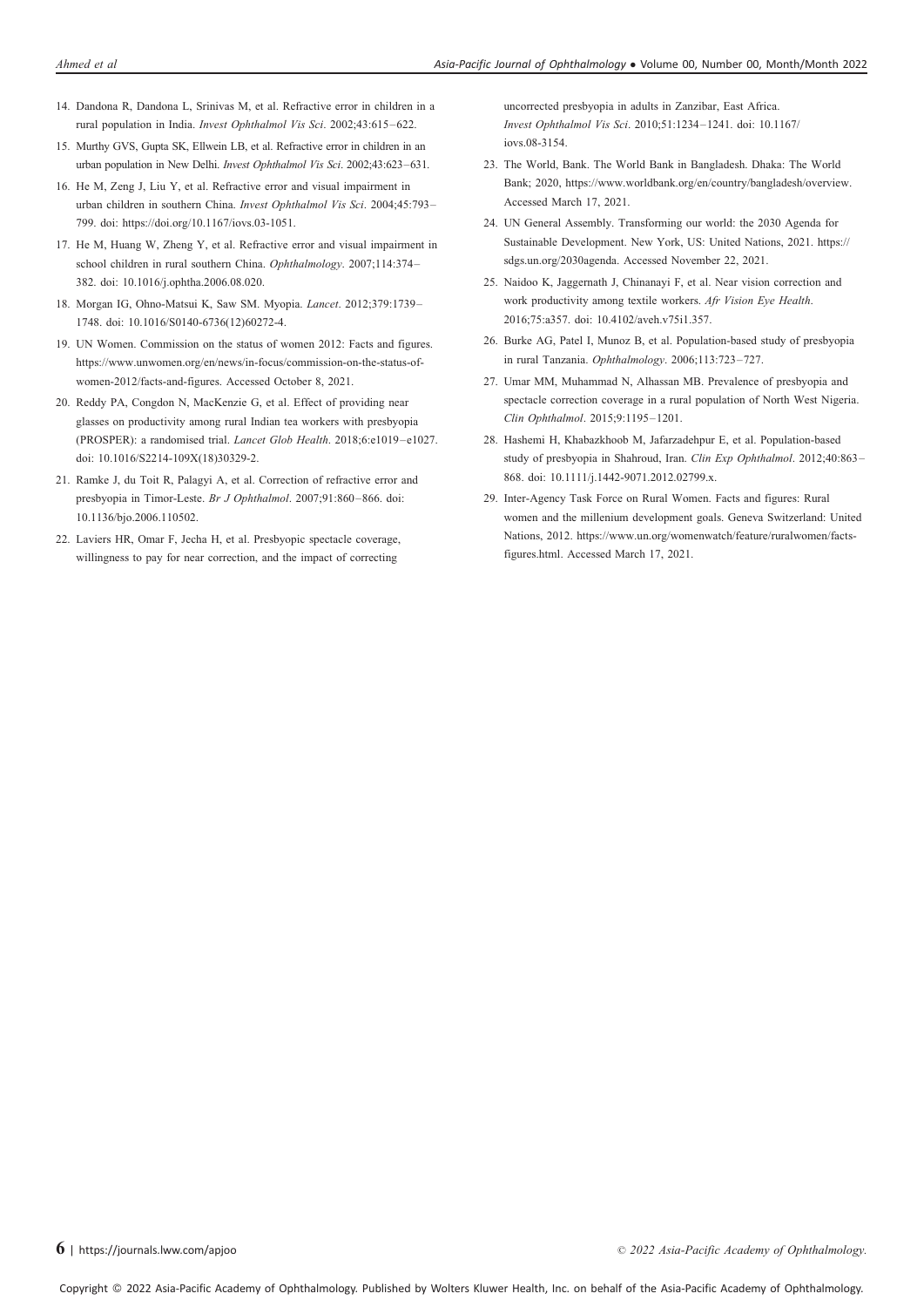14. Dandona R, Dandona L, Srinivas M, et al. Refractive error in children in a rural population in India. *Invest Ophthalmol Vis Sci*. 2002;43:615–622.
15. Murthy GVS, Gupta SK, Ellwein LB, et al. Refractive error in children in an urban population in New Delhi. *Invest Ophthalmol Vis Sci*. 2002;43:623–631.
16. He M, Zeng J, Liu Y, et al. Refractive error and visual impairment in urban children in southern China. *Invest Ophthalmol Vis Sci*. 2004;45:793–799. doi: https://doi.org/10.1167/iovs.03-1051.
17. He M, Huang W, Zheng Y, et al. Refractive error and visual impairment in school children in rural southern China. *Ophthalmology*. 2007;114:374–382. doi: 10.1016/j.ophtha.2006.08.020.
18. Morgan IG, Ohno-Matsui K, Saw SM. Myopia. *Lancet*. 2012;379:1739–1748. doi: 10.1016/S0140-6736(12)60272-4.
19. UN Women. Commission on the status of women 2012: Facts and figures. https://www.unwomen.org/en/news/in-focus/commission-on-the-status-of-women-2012/facts-and-figures. Accessed October 8, 2021.
20. Reddy PA, Congdon N, MacKenzie G, et al. Effect of providing near glasses on productivity among rural Indian tea workers with presbyopia (PROSPER): a randomised trial. *Lancet Glob Health*. 2018;6:e1019–e1027. doi: 10.1016/S2214-109X(18)30329-2.
21. Ramke J, du Toit R, Palagyi A, et al. Correction of refractive error and presbyopia in Timor-Leste. *Br J Ophthalmol*. 2007;91:860–866. doi: 10.1136/bjo.2006.110502.
22. Laviers HR, Omar F, Jecha H, et al. Presbyopic spectacle coverage, willingness to pay for near correction, and the impact of correcting uncorrected presbyopia in adults in Zanzibar, East Africa. *Invest Ophthalmol Vis Sci*. 2010;51:1234–1241. doi: 10.1167/iovs.08-3154.
23. The World, Bank. The World Bank in Bangladesh. Dhaka: The World Bank; 2020, https://www.worldbank.org/en/country/bangladesh/overview. Accessed March 17, 2021.
24. UN General Assembly. Transforming our world: the 2030 Agenda for Sustainable Development. New York, US: United Nations, 2021. https://sdgs.un.org/2030agenda. Accessed November 22, 2021.
25. Naidoo K, Jaggernath J, Chinanayi F, et al. Near vision correction and work productivity among textile workers. *Afr Vision Eye Health*. 2016;75:a357. doi: 10.4102/aveh.v75i1.357.
26. Burke AG, Patel I, Munoz B, et al. Population-based study of presbyopia in rural Tanzania. *Ophthalmology*. 2006;113:723–727.
27. Umar MM, Muhammad N, Alhassan MB. Prevalence of presbyopia and spectacle correction coverage in a rural population of North West Nigeria. *Clin Ophthalmol*. 2015;9:1195–1201.
28. Hashemi H, Khabazkhoob M, Jafarzadehpur E, et al. Population-based study of presbyopia in Shahroud, Iran. *Clin Exp Ophthalmol*. 2012;40:863–868. doi: 10.1111/j.1442-9071.2012.02799.x.
29. Inter-Agency Task Force on Rural Women. Facts and figures: Rural women and the millenium development goals. Geneva Switzerland: United Nations, 2012. https://www.un.org/womenwatch/feature/ruralwomen/facts-figures.html. Accessed March 17, 2021.